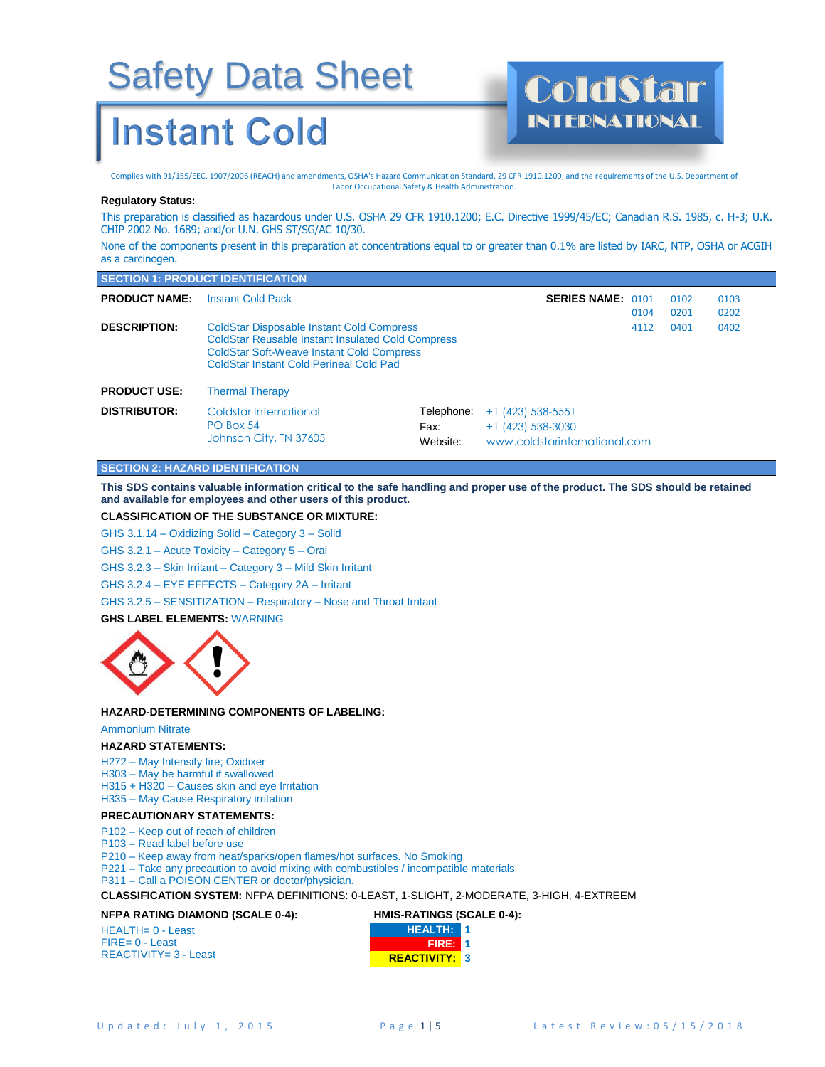# Safety Data Sheet

# Instant Cold

**ColdStar INTERNATIONAL**

Complies with 91/155/EEC, 1907/2006 (REACH) and amendments, OSHA's Hazard Communication Standard, 29 CFR 1910.1200; and the requirements of the U.S. Department of Labor Occupational Safety & Health Administration.

**Regulatory Status:**

This preparation is classified as hazardous under U.S. OSHA 29 CFR 1910.1200; E.C. Directive 1999/45/EC; Canadian R.S. 1985, c. H-3; U.K. CHIP 2002 No. 1689; and/or U.N. GHS ST/SG/AC 10/30.

None of the components present in this preparation at concentrations equal to or greater than 0.1% are listed by IARC, NTP, OSHA or ACGIH as a carcinogen.

## SECTION 1: PRODUCT IDENTIFICATION

**PRODUCT NAME:** Instant Cold Pack

**SERIES NAME:** 0101, 0102, 0103, 0104, 0201, 0202, 4112, 0401, 0402

**DESCRIPTION:**
ColdStar Disposable Instant Cold Compress
ColdStar Reusable Instant Insulated Cold Compress
ColdStar Soft-Weave Instant Cold Compress
ColdStar Instant Cold Perineal Cold Pad

**PRODUCT USE:** Thermal Therapy

**DISTRIBUTOR:**
Coldstar International
PO Box 54
Johnson City, TN 37605

Telephone: +1 (423) 538-5551
Fax: +1 (423) 538-3030
Website: www.coldstarinternational.com

## SECTION 2: HAZARD IDENTIFICATION

**This SDS contains valuable information critical to the safe handling and proper use of the product. The SDS should be retained and available for employees and other users of this product.**

**CLASSIFICATION OF THE SUBSTANCE OR MIXTURE:**

GHS 3.1.14 – Oxidizing Solid – Category 3 – Solid

GHS 3.2.1 – Acute Toxicity – Category 5 – Oral

GHS 3.2.3 – Skin Irritant – Category 3 – Mild Skin Irritant

GHS 3.2.4 – EYE EFFECTS – Category 2A – Irritant

GHS 3.2.5 – SENSITIZATION – Respiratory – Nose and Throat Irritant

**GHS LABEL ELEMENTS:** WARNING

**HAZARD-DETERMINING COMPONENTS OF LABELING:**

Ammonium Nitrate

**HAZARD STATEMENTS:**

H272 – May Intensify fire; Oxidixer
H303 – May be harmful if swallowed
H315 + H320 – Causes skin and eye Irritation
H335 – May Cause Respiratory irritation

**PRECAUTIONARY STATEMENTS:**

P102 – Keep out of reach of children
P103 – Read label before use
P210 – Keep away from heat/sparks/open flames/hot surfaces. No Smoking
P221 – Take any precaution to avoid mixing with combustibles / incompatible materials
P311 – Call a POISON CENTER or doctor/physician.

**CLASSIFICATION SYSTEM:** NFPA DEFINITIONS: 0-LEAST, 1-SLIGHT, 2-MODERATE, 3-HIGH, 4-EXTREEM

**NFPA RATING DIAMOND (SCALE 0-4):**

HEALTH= 0 - Least
FIRE= 0 - Least
REACTIVITY= 3 - Least

**HMIS-RATINGS (SCALE 0-4):**

| HMIS | Rating |
|---|---|
| HEALTH: | 1 |
| FIRE: | 1 |
| REACTIVITY: | 3 |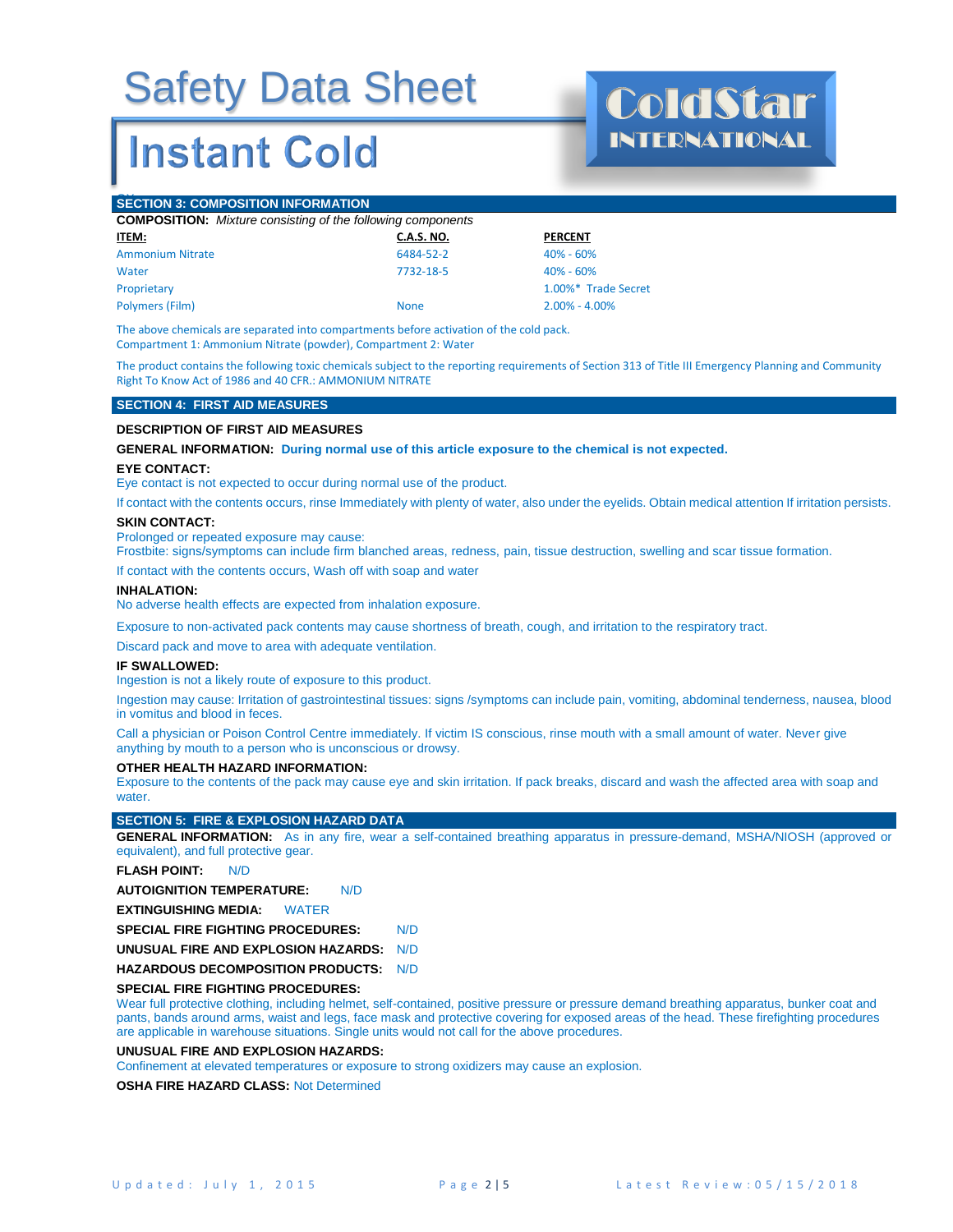# Safety Data Sheet

# Instant Cold

ColdStar INTERNATIONAL

## SECTION 3: COMPOSITION INFORMATION

**COMPOSITION:** *Mixture consisting of the following components*

| ITEM: | C.A.S. NO. | PERCENT |
|---|---|---|
| Ammonium Nitrate | 6484-52-2 | 40% - 60% |
| Water | 7732-18-5 | 40% - 60% |
| Proprietary | | 1.00%* Trade Secret |
| Polymers (Film) | None | 2.00% - 4.00% |

The above chemicals are separated into compartments before activation of the cold pack.
Compartment 1: Ammonium Nitrate (powder), Compartment 2: Water

The product contains the following toxic chemicals subject to the reporting requirements of Section 313 of Title III Emergency Planning and Community Right To Know Act of 1986 and 40 CFR.: AMMONIUM NITRATE

## SECTION 4: FIRST AID MEASURES

**DESCRIPTION OF FIRST AID MEASURES**

**GENERAL INFORMATION:** **During normal use of this article exposure to the chemical is not expected.**

**EYE CONTACT:**
Eye contact is not expected to occur during normal use of the product.

If contact with the contents occurs, rinse Immediately with plenty of water, also under the eyelids. Obtain medical attention If irritation persists.

**SKIN CONTACT:**
Prolonged or repeated exposure may cause:
Frostbite: signs/symptoms can include firm blanched areas, redness, pain, tissue destruction, swelling and scar tissue formation.

If contact with the contents occurs, Wash off with soap and water

**INHALATION:**
No adverse health effects are expected from inhalation exposure.

Exposure to non-activated pack contents may cause shortness of breath, cough, and irritation to the respiratory tract.

Discard pack and move to area with adequate ventilation.

**IF SWALLOWED:**
Ingestion is not a likely route of exposure to this product.

Ingestion may cause: Irritation of gastrointestinal tissues: signs /symptoms can include pain, vomiting, abdominal tenderness, nausea, blood in vomitus and blood in feces.

Call a physician or Poison Control Centre immediately. If victim IS conscious, rinse mouth with a small amount of water. Never give anything by mouth to a person who is unconscious or drowsy.

**OTHER HEALTH HAZARD INFORMATION:**
Exposure to the contents of the pack may cause eye and skin irritation. If pack breaks, discard and wash the affected area with soap and water.

## SECTION 5: FIRE & EXPLOSION HAZARD DATA

**GENERAL INFORMATION:** As in any fire, wear a self-contained breathing apparatus in pressure-demand, MSHA/NIOSH (approved or equivalent), and full protective gear.

**FLASH POINT:** N/D

**AUTOIGNITION TEMPERATURE:** N/D

**EXTINGUISHING MEDIA:** WATER

**SPECIAL FIRE FIGHTING PROCEDURES:** N/D

**UNUSUAL FIRE AND EXPLOSION HAZARDS:** N/D

**HAZARDOUS DECOMPOSITION PRODUCTS:** N/D

**SPECIAL FIRE FIGHTING PROCEDURES:**
Wear full protective clothing, including helmet, self-contained, positive pressure or pressure demand breathing apparatus, bunker coat and pants, bands around arms, waist and legs, face mask and protective covering for exposed areas of the head. These firefighting procedures are applicable in warehouse situations. Single units would not call for the above procedures.

**UNUSUAL FIRE AND EXPLOSION HAZARDS:**
Confinement at elevated temperatures or exposure to strong oxidizers may cause an explosion.

**OSHA FIRE HAZARD CLASS:** Not Determined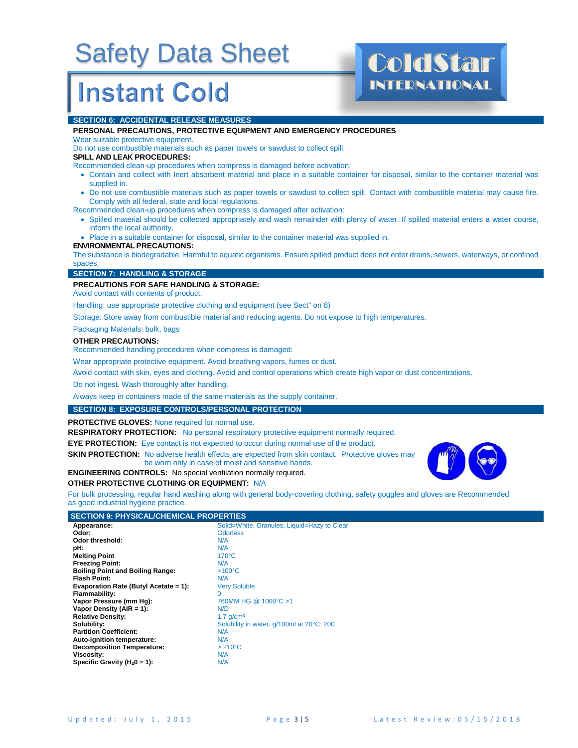# Safety Data Sheet

## Instant Cold

## SECTION 6: ACCIDENTAL RELEASE MEASURES

**PERSONAL PRECAUTIONS, PROTECTIVE EQUIPMENT AND EMERGENCY PROCEDURES**

Wear suitable protective equipment.

Do not use combustible materials such as paper towels or sawdust to collect spill.

**SPILL AND LEAK PROCEDURES:**

Recommended clean-up procedures when compress is damaged before activation:

- Contain and collect with Inert absorbent material and place in a suitable container for disposal, similar to the container material was supplied in.
- Do not use combustible materials such as paper towels or sawdust to collect spill. Contact with combustible material may cause fire. Comply with all federal, state and local regulations.

Recommended clean-up procedures when compress is damaged after activation:

- Spilled material should be collected appropriately and wash remainder with plenty of water. If spilled material enters a water course, inform the local authority.
- Place in a suitable container for disposal, similar to the container material was supplied in.

**ENVIRONMENTAL PRECAUTIONS:**

The substance is biodegradable. Harmful to aquatic organisms. Ensure spilled product does not enter drains, sewers, waterways, or confined spaces.

## SECTION 7: HANDLING & STORAGE

**PRECAUTIONS FOR SAFE HANDLING & STORAGE:**

Avoid contact with contents of product.

Handling: use appropriate protective clothing and equipment (see Sect" on 8)

Storage: Store away from combustible material and reducing agents. Do not expose to high temperatures.

Packaging Materials: bulk, bags

**OTHER PRECAUTIONS:**

Recommended handling procedures when compress is damaged:

Wear appropriate protective equipment. Avoid breathing vapors, fumes or dust.

Avoid contact with skin, eyes and clothing. Avoid and control operations which create high vapor or dust concentrations.

Do not ingest. Wash thoroughly after handling.

Always keep in containers made of the same materials as the supply container.

## SECTION 8: EXPOSURE CONTROLS/PERSONAL PROTECTION

**PROTECTIVE GLOVES:** None required for normal use.

**RESPIRATORY PROTECTION:** No personal respiratory protective equipment normally required.

**EYE PROTECTION:** Eye contact is not expected to occur during normal use of the product.

**SKIN PROTECTION:** No adverse health effects are expected from skin contact. Protective gloves may be worn only in case of moist and sensitive hands.

**ENGINEERING CONTROLS:** No special ventilation normally required.

**OTHER PROTECTIVE CLOTHING OR EQUIPMENT:** N/A

For bulk processing, regular hand washing along with general body-covering clothing, safety goggles and gloves are Recommended as good industrial hygiene practice.

## SECTION 9: PHYSICAL/CHEMICAL PROPERTIES

| Property | Value |
|---|---|
| **Appearance:** | Solid=White, Granules; Liquid=Hazy to Clear |
| **Odor:** | Odorless |
| **Odor threshold:** | N/A |
| **pH:** | N/A |
| **Melting Point** | 170°C |
| **Freezing Point:** | N/A |
| **Boiling Point and Boiling Range:** | >100°C |
| **Flash Point:** | N/A |
| **Evaporation Rate (Butyl Acetate = 1):** | Very Soluble |
| **Flammability:** | 0 |
| **Vapor Pressure (mm Hg):** | 760MM HG @ 1000°C >1 |
| **Vapor Density (AIR = 1):** | N/D |
| **Relative Density:** | 1.7 g/cm³ |
| **Solubility:** | Solubility in water, g/100ml at 20°C: 200 |
| **Partition Coefficient:** | N/A |
| **Auto-ignition temperature:** | N/A |
| **Decomposition Temperature:** | > 210°C |
| **Viscosity:** | N/A |
| **Specific Gravity ($H_20$ = 1):** | N/A |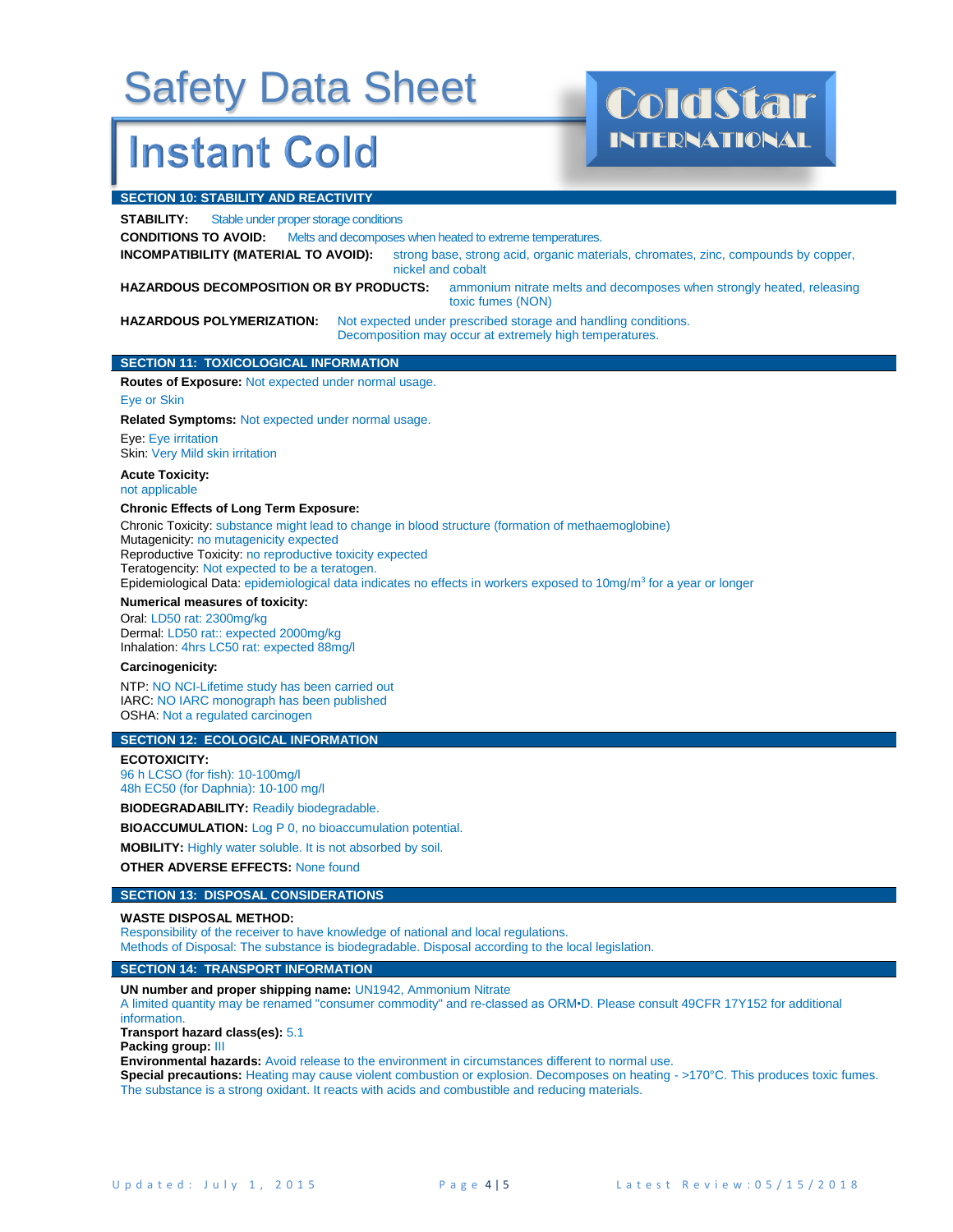# Safety Data Sheet

## Instant Cold

ColdStar INTERNATIONAL

## SECTION 10: STABILITY AND REACTIVITY

**STABILITY:** Stable under proper storage conditions

**CONDITIONS TO AVOID:** Melts and decomposes when heated to extreme temperatures.

**INCOMPATIBILITY (MATERIAL TO AVOID):** strong base, strong acid, organic materials, chromates, zinc, compounds by copper, nickel and cobalt

**HAZARDOUS DECOMPOSITION OR BY PRODUCTS:** ammonium nitrate melts and decomposes when strongly heated, releasing toxic fumes (NON)

**HAZARDOUS POLYMERIZATION:** Not expected under prescribed storage and handling conditions. Decomposition may occur at extremely high temperatures.

## SECTION 11: TOXICOLOGICAL INFORMATION

**Routes of Exposure:** Not expected under normal usage.

Eye or Skin

**Related Symptoms:** Not expected under normal usage.

Eye: Eye irritation
Skin: Very Mild skin irritation

**Acute Toxicity:**
not applicable

**Chronic Effects of Long Term Exposure:**

Chronic Toxicity: substance might lead to change in blood structure (formation of methaemoglobine)
Mutagenicity: no mutagenicity expected
Reproductive Toxicity: no reproductive toxicity expected
Teratogencity: Not expected to be a teratogen.
Epidemiological Data: epidemiological data indicates no effects in workers exposed to 10mg/$m^3$ for a year or longer

**Numerical measures of toxicity:**

Oral: LD50 rat: 2300mg/kg
Dermal: LD50 rat:: expected 2000mg/kg
Inhalation: 4hrs LC50 rat: expected 88mg/l

**Carcinogenicity:**

NTP: NO NCI-Lifetime study has been carried out
IARC: NO IARC monograph has been published
OSHA: Not a regulated carcinogen

## SECTION 12: ECOLOGICAL INFORMATION

**ECOTOXICITY:**
96 h LCSO (for fish): 10-100mg/l
48h EC50 (for Daphnia): 10-100 mg/l

**BIODEGRADABILITY:** Readily biodegradable.

**BIOACCUMULATION:** Log P 0, no bioaccumulation potential.

**MOBILITY:** Highly water soluble. It is not absorbed by soil.

**OTHER ADVERSE EFFECTS:** None found

## SECTION 13: DISPOSAL CONSIDERATIONS

**WASTE DISPOSAL METHOD:**
Responsibility of the receiver to have knowledge of national and local regulations.
Methods of Disposal: The substance is biodegradable. Disposal according to the local legislation.

## SECTION 14: TRANSPORT INFORMATION

**UN number and proper shipping name:** UN1942, Ammonium Nitrate
A limited quantity may be renamed "consumer commodity" and re-classed as ORM•D. Please consult 49CFR 17Y152 for additional information.
**Transport hazard class(es):** 5.1
**Packing group:** III
**Environmental hazards:** Avoid release to the environment in circumstances different to normal use.
**Special precautions:** Heating may cause violent combustion or explosion. Decomposes on heating - >170°C. This produces toxic fumes. The substance is a strong oxidant. It reacts with acids and combustible and reducing materials.

Updated: July 1, 2015 Latest Review: 05/15/2018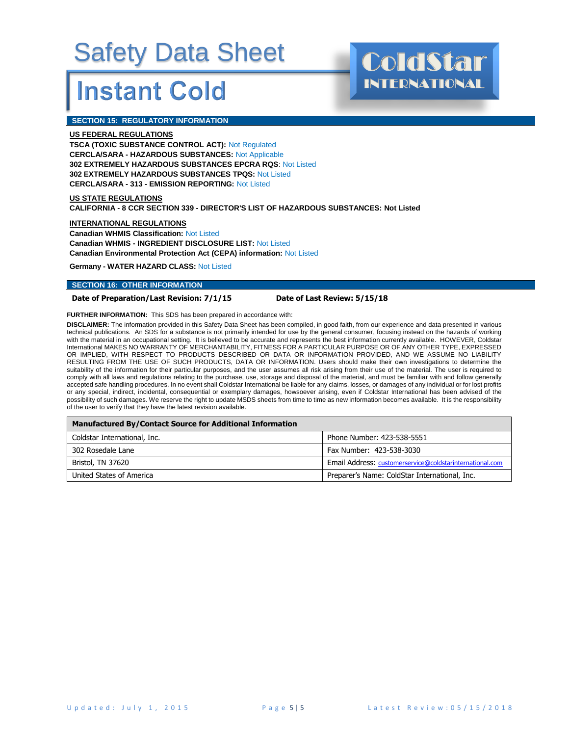# Safety Data Sheet

# Instant Cold

ColdStar INTERNATIONAL

## SECTION 15: REGULATORY INFORMATION

**US FEDERAL REGULATIONS**

**TSCA (TOXIC SUBSTANCE CONTROL ACT):** Not Regulated
**CERCLA/SARA - HAZARDOUS SUBSTANCES:** Not Applicable
**302 EXTREMELY HAZARDOUS SUBSTANCES EPCRA RQS**: Not Listed
**302 EXTREMELY HAZARDOUS SUBSTANCES TPQS:** Not Listed
**CERCLA/SARA - 313 - EMISSION REPORTING:** Not Listed

**US STATE REGULATIONS**

**CALIFORNIA - 8 CCR SECTION 339 - DIRECTOR'S LIST OF HAZARDOUS SUBSTANCES: Not Listed**

**INTERNATIONAL REGULATIONS**

**Canadian WHMIS Classification:** Not Listed
**Canadian WHMIS - INGREDIENT DISCLOSURE LIST:** Not Listed
**Canadian Environmental Protection Act (CEPA) information:** Not Listed

**Germany - WATER HAZARD CLASS:** Not Listed

## SECTION 16: OTHER INFORMATION

**Date of Preparation/Last Revision: 7/1/15** **Date of Last Review: 5/15/18**

**FURTHER INFORMATION:** This SDS has been prepared in accordance with:

**DISCLAIMER:** The information provided in this Safety Data Sheet has been compiled, in good faith, from our experience and data presented in various technical publications. An SDS for a substance is not primarily intended for use by the general consumer, focusing instead on the hazards of working with the material in an occupational setting. It is believed to be accurate and represents the best information currently available. HOWEVER, Coldstar International MAKES NO WARRANTY OF MERCHANTABILITY, FITNESS FOR A PARTICULAR PURPOSE OR OF ANY OTHER TYPE, EXPRESSED OR IMPLIED, WITH RESPECT TO PRODUCTS DESCRIBED OR DATA OR INFORMATION PROVIDED, AND WE ASSUME NO LIABILITY RESULTING FROM THE USE OF SUCH PRODUCTS, DATA OR INFORMATION. Users should make their own investigations to determine the suitability of the information for their particular purposes, and the user assumes all risk arising from their use of the material. The user is required to comply with all laws and regulations relating to the purchase, use, storage and disposal of the material, and must be familiar with and follow generally accepted safe handling procedures. In no event shall Coldstar International be liable for any claims, losses, or damages of any individual or for lost profits or any special, indirect, incidental, consequential or exemplary damages, howsoever arising, even if Coldstar International has been advised of the possibility of such damages. We reserve the right to update MSDS sheets from time to time as new information becomes available. It is the responsibility of the user to verify that they have the latest revision available.

| Manufactured By/Contact Source for Additional Information | |
|---|---|
| Coldstar International, Inc. | Phone Number: 423-538-5551 |
| 302 Rosedale Lane | Fax Number: 423-538-3030 |
| Bristol, TN 37620 | Email Address: customerservice@coldstarinternational.com |
| United States of America | Preparer's Name: ColdStar International, Inc. |